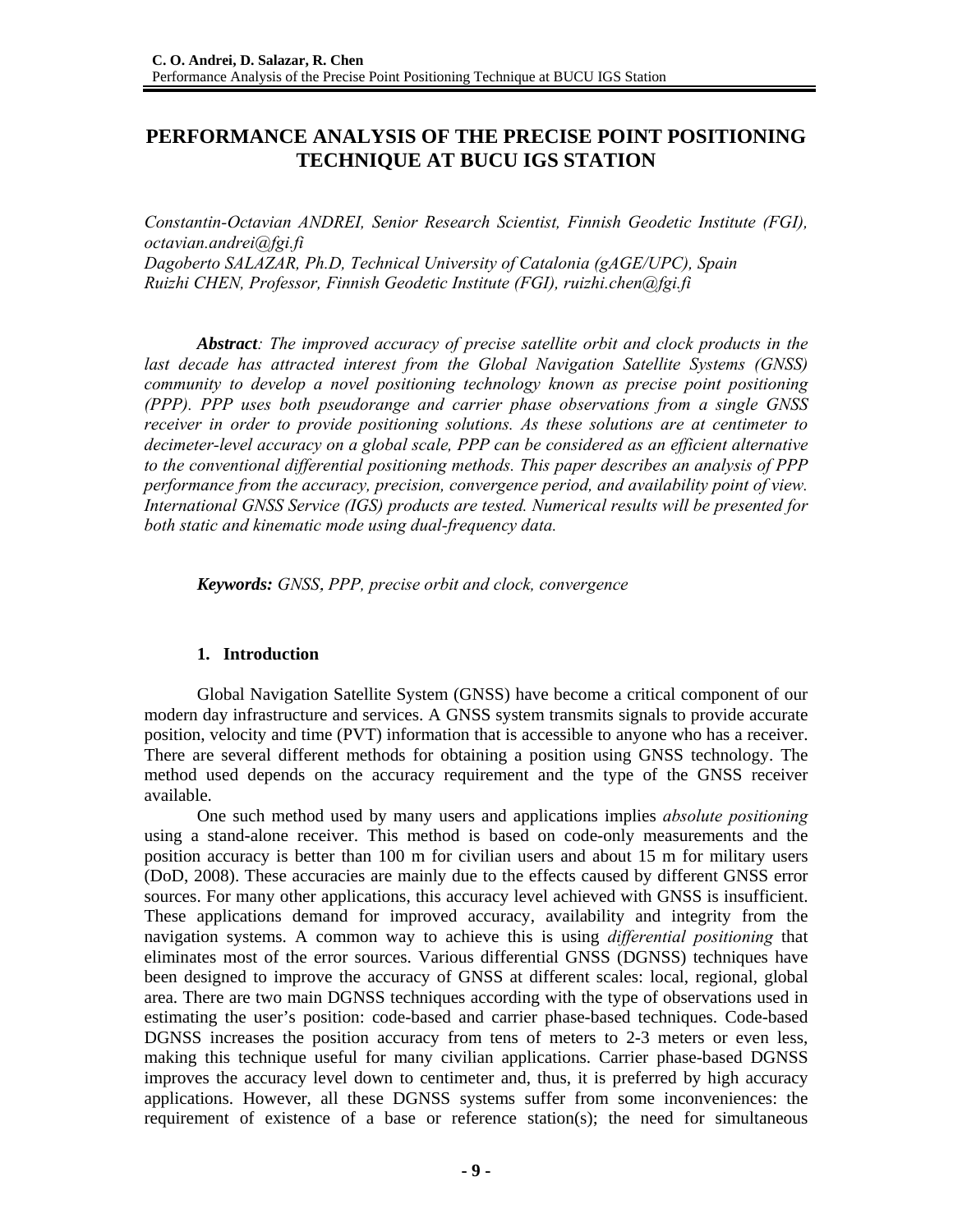# PERFORMANCE ANALYSIS OF THE PRECISE POINT POSITIONING TECHNIQUE AT BUCU IGS STATION

*Constantin-Octavian ANDREI, Senior Research Scientist, Finnish Geodetic Institute (FGI), octavian.andrei@fgi.fi*
*Dagoberto SALAZAR, Ph.D, Technical University of Catalonia (gAGE/UPC), Spain*
*Ruizhi CHEN, Professor, Finnish Geodetic Institute (FGI), ruizhi.chen@fgi.fi*

***Abstract**: The improved accuracy of precise satellite orbit and clock products in the last decade has attracted interest from the Global Navigation Satellite Systems (GNSS) community to develop a novel positioning technology known as precise point positioning (PPP). PPP uses both pseudorange and carrier phase observations from a single GNSS receiver in order to provide positioning solutions. As these solutions are at centimeter to decimeter-level accuracy on a global scale, PPP can be considered as an efficient alternative to the conventional differential positioning methods. This paper describes an analysis of PPP performance from the accuracy, precision, convergence period, and availability point of view. International GNSS Service (IGS) products are tested. Numerical results will be presented for both static and kinematic mode using dual-frequency data.*

***Keywords:** GNSS, PPP, precise orbit and clock, convergence*

## 1. Introduction

Global Navigation Satellite System (GNSS) have become a critical component of our modern day infrastructure and services. A GNSS system transmits signals to provide accurate position, velocity and time (PVT) information that is accessible to anyone who has a receiver. There are several different methods for obtaining a position using GNSS technology. The method used depends on the accuracy requirement and the type of the GNSS receiver available.

One such method used by many users and applications implies *absolute positioning* using a stand-alone receiver. This method is based on code-only measurements and the position accuracy is better than 100 m for civilian users and about 15 m for military users (DoD, 2008). These accuracies are mainly due to the effects caused by different GNSS error sources. For many other applications, this accuracy level achieved with GNSS is insufficient. These applications demand for improved accuracy, availability and integrity from the navigation systems. A common way to achieve this is using *differential positioning* that eliminates most of the error sources. Various differential GNSS (DGNSS) techniques have been designed to improve the accuracy of GNSS at different scales: local, regional, global area. There are two main DGNSS techniques according with the type of observations used in estimating the user's position: code-based and carrier phase-based techniques. Code-based DGNSS increases the position accuracy from tens of meters to 2-3 meters or even less, making this technique useful for many civilian applications. Carrier phase-based DGNSS improves the accuracy level down to centimeter and, thus, it is preferred by high accuracy applications. However, all these DGNSS systems suffer from some inconveniences: the requirement of existence of a base or reference station(s); the need for simultaneous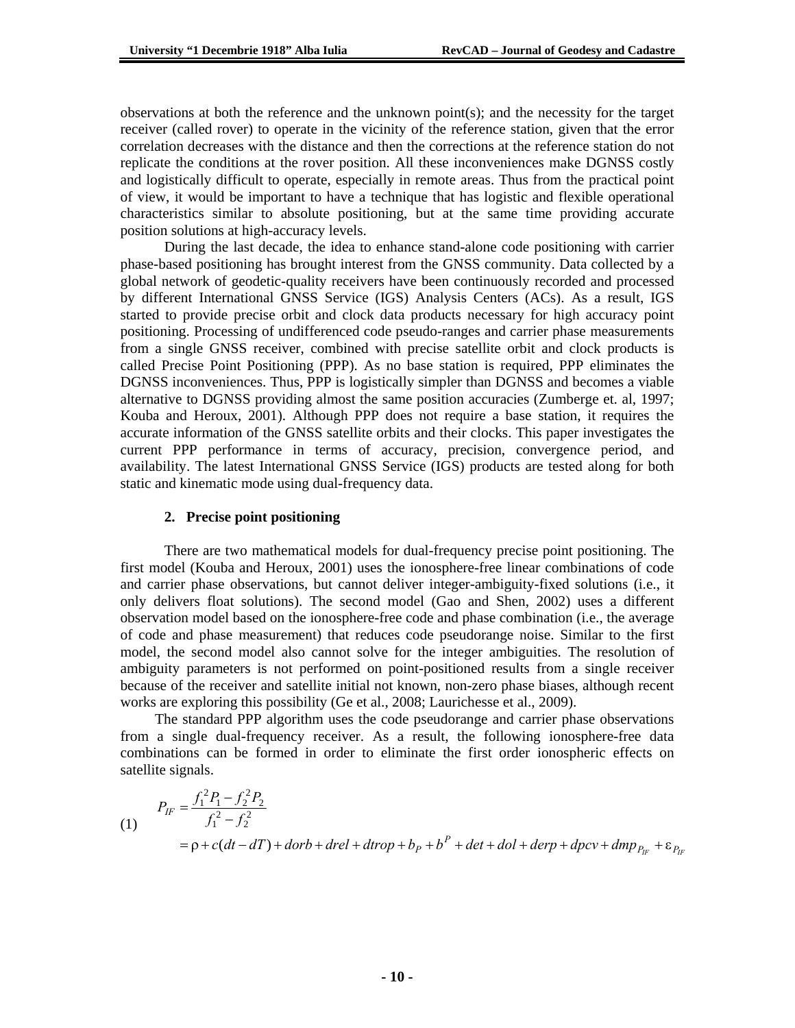observations at both the reference and the unknown point(s); and the necessity for the target receiver (called rover) to operate in the vicinity of the reference station, given that the error correlation decreases with the distance and then the corrections at the reference station do not replicate the conditions at the rover position. All these inconveniences make DGNSS costly and logistically difficult to operate, especially in remote areas. Thus from the practical point of view, it would be important to have a technique that has logistic and flexible operational characteristics similar to absolute positioning, but at the same time providing accurate position solutions at high-accuracy levels.

During the last decade, the idea to enhance stand-alone code positioning with carrier phase-based positioning has brought interest from the GNSS community. Data collected by a global network of geodetic-quality receivers have been continuously recorded and processed by different International GNSS Service (IGS) Analysis Centers (ACs). As a result, IGS started to provide precise orbit and clock data products necessary for high accuracy point positioning. Processing of undifferenced code pseudo-ranges and carrier phase measurements from a single GNSS receiver, combined with precise satellite orbit and clock products is called Precise Point Positioning (PPP). As no base station is required, PPP eliminates the DGNSS inconveniences. Thus, PPP is logistically simpler than DGNSS and becomes a viable alternative to DGNSS providing almost the same position accuracies (Zumberge et. al, 1997; Kouba and Heroux, 2001). Although PPP does not require a base station, it requires the accurate information of the GNSS satellite orbits and their clocks. This paper investigates the current PPP performance in terms of accuracy, precision, convergence period, and availability. The latest International GNSS Service (IGS) products are tested along for both static and kinematic mode using dual-frequency data.

## 2. Precise point positioning

There are two mathematical models for dual-frequency precise point positioning. The first model (Kouba and Heroux, 2001) uses the ionosphere-free linear combinations of code and carrier phase observations, but cannot deliver integer-ambiguity-fixed solutions (i.e., it only delivers float solutions). The second model (Gao and Shen, 2002) uses a different observation model based on the ionosphere-free code and phase combination (i.e., the average of code and phase measurement) that reduces code pseudorange noise. Similar to the first model, the second model also cannot solve for the integer ambiguities. The resolution of ambiguity parameters is not performed on point-positioned results from a single receiver because of the receiver and satellite initial not known, non-zero phase biases, although recent works are exploring this possibility (Ge et al., 2008; Laurichesse et al., 2009).

The standard PPP algorithm uses the code pseudorange and carrier phase observations from a single dual-frequency receiver. As a result, the following ionosphere-free data combinations can be formed in order to eliminate the first order ionospheric effects on satellite signals.

$$
\begin{aligned}
P_{IF} &= \frac{f_1^2 P_1 - f_2^2 P_2}{f_1^2 - f_2^2} \\
&= \rho + c(dt - dT) + dorb + drel + dtrop + b_P + b^P + det + dol + derp + dpcv + dmp_{P_{IF}} + \varepsilon_{P_{IF}}
\end{aligned} \tag{1}
$$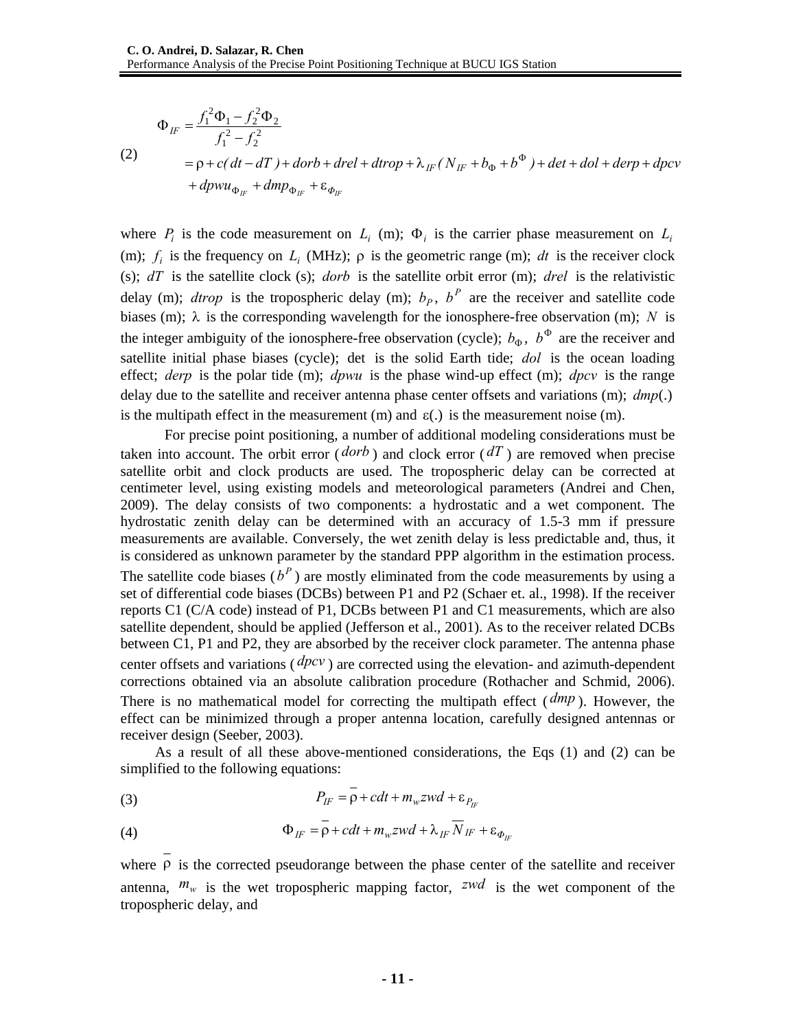$$
\begin{aligned}
\Phi_{IF} &= \frac{f_1^2\Phi_1 - f_2^2\Phi_2}{f_1^2 - f_2^2} \\
&= \rho + c(dt - dT) + dorb + drel + dtrop + \lambda_{IF}(N_{IF} + b_{\Phi} + b^{\Phi}) + det + dol + derp + dpcv \\
&\quad + dpwu_{\Phi_{IF}} + dmp_{\Phi_{IF}} + \varepsilon_{\Phi_{IF}}
\end{aligned} \tag{2}
$$

where $P_i$ is the code measurement on $L_i$ (m); $\Phi_i$ is the carrier phase measurement on $L_i$ (m); $f_i$ is the frequency on $L_i$ (MHz); $\rho$ is the geometric range (m); $dt$ is the receiver clock (s); $dT$ is the satellite clock (s); $dorb$ is the satellite orbit error (m); $drel$ is the relativistic delay (m); $dtrop$ is the tropospheric delay (m); $b_P$, $b^P$ are the receiver and satellite code biases (m); $\lambda$ is the corresponding wavelength for the ionosphere-free observation (m); $N$ is the integer ambiguity of the ionosphere-free observation (cycle); $b_{\Phi}$, $b^{\Phi}$ are the receiver and satellite initial phase biases (cycle); $\det$ is the solid Earth tide; $dol$ is the ocean loading effect; $derp$ is the polar tide (m); $dpwu$ is the phase wind-up effect (m); $dpcv$ is the range delay due to the satellite and receiver antenna phase center offsets and variations (m); $dmp(.)$ is the multipath effect in the measurement (m) and $\varepsilon(.)$ is the measurement noise (m).

For precise point positioning, a number of additional modeling considerations must be taken into account. The orbit error ($dorb$) and clock error ($dT$) are removed when precise satellite orbit and clock products are used. The tropospheric delay can be corrected at centimeter level, using existing models and meteorological parameters (Andrei and Chen, 2009). The delay consists of two components: a hydrostatic and a wet component. The hydrostatic zenith delay can be determined with an accuracy of 1.5-3 mm if pressure measurements are available. Conversely, the wet zenith delay is less predictable and, thus, it is considered as unknown parameter by the standard PPP algorithm in the estimation process. The satellite code biases ($b^P$) are mostly eliminated from the code measurements by using a set of differential code biases (DCBs) between P1 and P2 (Schaer et. al., 1998). If the receiver reports C1 (C/A code) instead of P1, DCBs between P1 and C1 measurements, which are also satellite dependent, should be applied (Jefferson et al., 2001). As to the receiver related DCBs between C1, P1 and P2, they are absorbed by the receiver clock parameter. The antenna phase center offsets and variations ($dpcv$) are corrected using the elevation- and azimuth-dependent corrections obtained via an absolute calibration procedure (Rothacher and Schmid, 2006). There is no mathematical model for correcting the multipath effect ($dmp$). However, the effect can be minimized through a proper antenna location, carefully designed antennas or receiver design (Seeber, 2003).

As a result of all these above-mentioned considerations, the Eqs (1) and (2) can be simplified to the following equations:

$$
P_{IF} = \bar{\rho} + cdt + m_w zwd + \varepsilon_{P_{IF}} \tag{3}
$$

$$
\Phi_{IF} = \bar{\rho} + cdt + m_w zwd + \lambda_{IF}\overline{N}_{IF} + \varepsilon_{\Phi_{IF}} \tag{4}
$$

where $\bar{\rho}$ is the corrected pseudorange between the phase center of the satellite and receiver antenna, $m_w$ is the wet tropospheric mapping factor, $zwd$ is the wet component of the tropospheric delay, and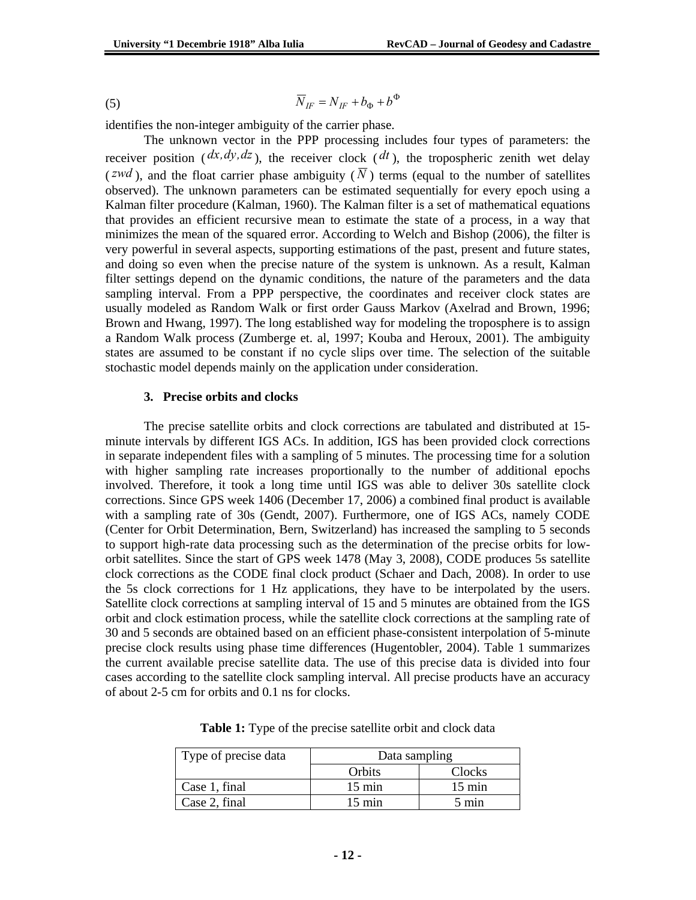$$\overline{N}_{IF} = N_{IF} + b_{\Phi} + b^{\Phi} \tag{5}$$

identifies the non-integer ambiguity of the carrier phase.

The unknown vector in the PPP processing includes four types of parameters: the receiver position ($dx, dy, dz$), the receiver clock ($dt$), the tropospheric zenith wet delay ($zwd$), and the float carrier phase ambiguity ($\overline{N}$) terms (equal to the number of satellites observed). The unknown parameters can be estimated sequentially for every epoch using a Kalman filter procedure (Kalman, 1960). The Kalman filter is a set of mathematical equations that provides an efficient recursive mean to estimate the state of a process, in a way that minimizes the mean of the squared error. According to Welch and Bishop (2006), the filter is very powerful in several aspects, supporting estimations of the past, present and future states, and doing so even when the precise nature of the system is unknown. As a result, Kalman filter settings depend on the dynamic conditions, the nature of the parameters and the data sampling interval. From a PPP perspective, the coordinates and receiver clock states are usually modeled as Random Walk or first order Gauss Markov (Axelrad and Brown, 1996; Brown and Hwang, 1997). The long established way for modeling the troposphere is to assign a Random Walk process (Zumberge et. al, 1997; Kouba and Heroux, 2001). The ambiguity states are assumed to be constant if no cycle slips over time. The selection of the suitable stochastic model depends mainly on the application under consideration.

## 3. Precise orbits and clocks

The precise satellite orbits and clock corrections are tabulated and distributed at 15-minute intervals by different IGS ACs. In addition, IGS has been provided clock corrections in separate independent files with a sampling of 5 minutes. The processing time for a solution with higher sampling rate increases proportionally to the number of additional epochs involved. Therefore, it took a long time until IGS was able to deliver 30s satellite clock corrections. Since GPS week 1406 (December 17, 2006) a combined final product is available with a sampling rate of 30s (Gendt, 2007). Furthermore, one of IGS ACs, namely CODE (Center for Orbit Determination, Bern, Switzerland) has increased the sampling to 5 seconds to support high-rate data processing such as the determination of the precise orbits for low-orbit satellites. Since the start of GPS week 1478 (May 3, 2008), CODE produces 5s satellite clock corrections as the CODE final clock product (Schaer and Dach, 2008). In order to use the 5s clock corrections for 1 Hz applications, they have to be interpolated by the users. Satellite clock corrections at sampling interval of 15 and 5 minutes are obtained from the IGS orbit and clock estimation process, while the satellite clock corrections at the sampling rate of 30 and 5 seconds are obtained based on an efficient phase-consistent interpolation of 5-minute precise clock results using phase time differences (Hugentobler, 2004). Table 1 summarizes the current available precise satellite data. The use of this precise data is divided into four cases according to the satellite clock sampling interval. All precise products have an accuracy of about 2-5 cm for orbits and 0.1 ns for clocks.

**Table 1:** Type of the precise satellite orbit and clock data

| Type of precise data | Data sampling | |
|---|---|---|
| | Orbits | Clocks |
| Case 1, final | 15 min | 15 min |
| Case 2, final | 15 min | 5 min |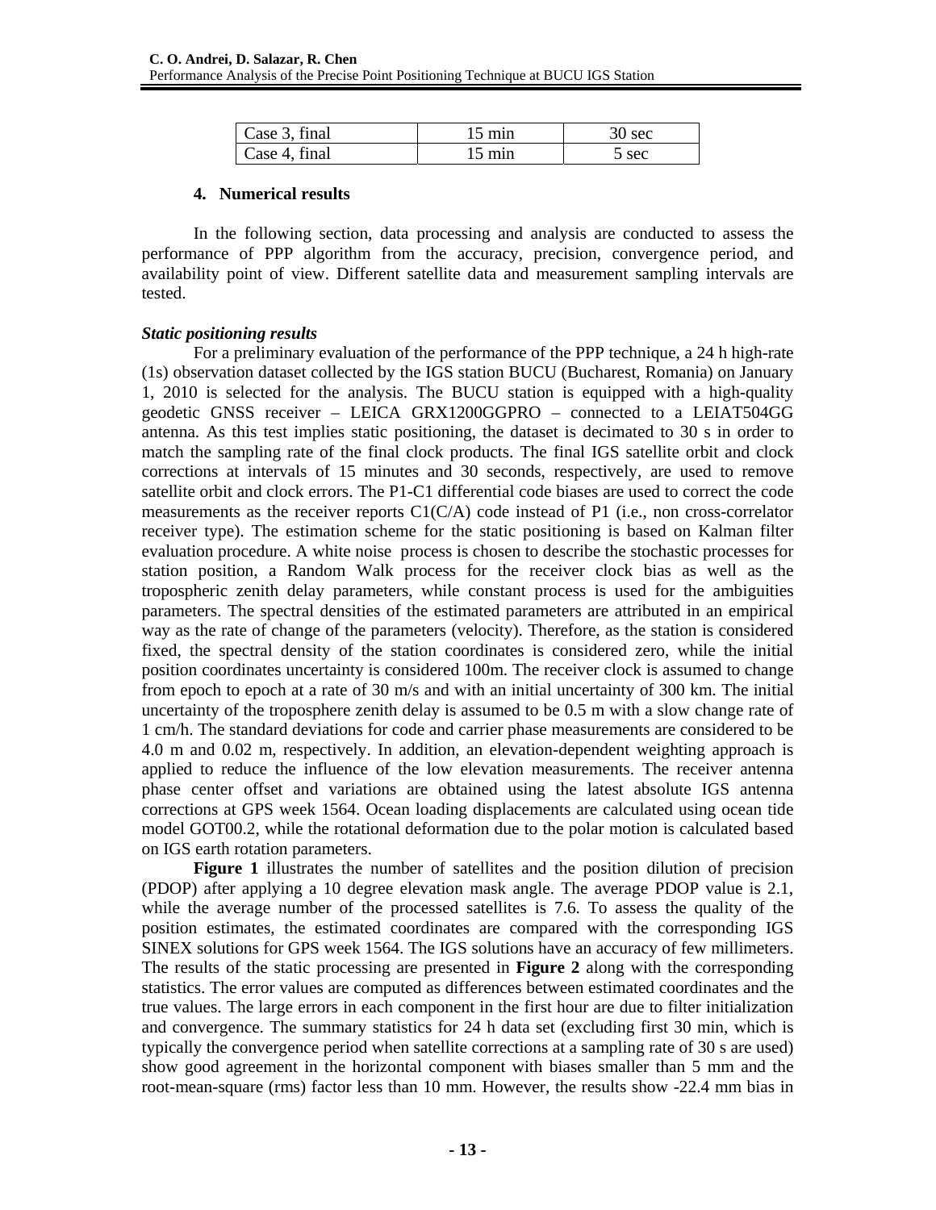| Case 3, final | 15 min | 30 sec |
|---|---|---|
| Case 4, final | 15 min | 5 sec |

## 4. Numerical results

In the following section, data processing and analysis are conducted to assess the performance of PPP algorithm from the accuracy, precision, convergence period, and availability point of view. Different satellite data and measurement sampling intervals are tested.

***Static positioning results***

For a preliminary evaluation of the performance of the PPP technique, a 24 h high-rate (1s) observation dataset collected by the IGS station BUCU (Bucharest, Romania) on January 1, 2010 is selected for the analysis. The BUCU station is equipped with a high-quality geodetic GNSS receiver – LEICA GRX1200GGPRO – connected to a LEIAT504GG antenna. As this test implies static positioning, the dataset is decimated to 30 s in order to match the sampling rate of the final clock products. The final IGS satellite orbit and clock corrections at intervals of 15 minutes and 30 seconds, respectively, are used to remove satellite orbit and clock errors. The P1-C1 differential code biases are used to correct the code measurements as the receiver reports C1(C/A) code instead of P1 (i.e., non cross-correlator receiver type). The estimation scheme for the static positioning is based on Kalman filter evaluation procedure. A white noise process is chosen to describe the stochastic processes for station position, a Random Walk process for the receiver clock bias as well as the tropospheric zenith delay parameters, while constant process is used for the ambiguities parameters. The spectral densities of the estimated parameters are attributed in an empirical way as the rate of change of the parameters (velocity). Therefore, as the station is considered fixed, the spectral density of the station coordinates is considered zero, while the initial position coordinates uncertainty is considered 100m. The receiver clock is assumed to change from epoch to epoch at a rate of 30 m/s and with an initial uncertainty of 300 km. The initial uncertainty of the troposphere zenith delay is assumed to be 0.5 m with a slow change rate of 1 cm/h. The standard deviations for code and carrier phase measurements are considered to be 4.0 m and 0.02 m, respectively. In addition, an elevation-dependent weighting approach is applied to reduce the influence of the low elevation measurements. The receiver antenna phase center offset and variations are obtained using the latest absolute IGS antenna corrections at GPS week 1564. Ocean loading displacements are calculated using ocean tide model GOT00.2, while the rotational deformation due to the polar motion is calculated based on IGS earth rotation parameters.

**Figure 1** illustrates the number of satellites and the position dilution of precision (PDOP) after applying a 10 degree elevation mask angle. The average PDOP value is 2.1, while the average number of the processed satellites is 7.6. To assess the quality of the position estimates, the estimated coordinates are compared with the corresponding IGS SINEX solutions for GPS week 1564. The IGS solutions have an accuracy of few millimeters. The results of the static processing are presented in **Figure 2** along with the corresponding statistics. The error values are computed as differences between estimated coordinates and the true values. The large errors in each component in the first hour are due to filter initialization and convergence. The summary statistics for 24 h data set (excluding first 30 min, which is typically the convergence period when satellite corrections at a sampling rate of 30 s are used) show good agreement in the horizontal component with biases smaller than 5 mm and the root-mean-square (rms) factor less than 10 mm. However, the results show -22.4 mm bias in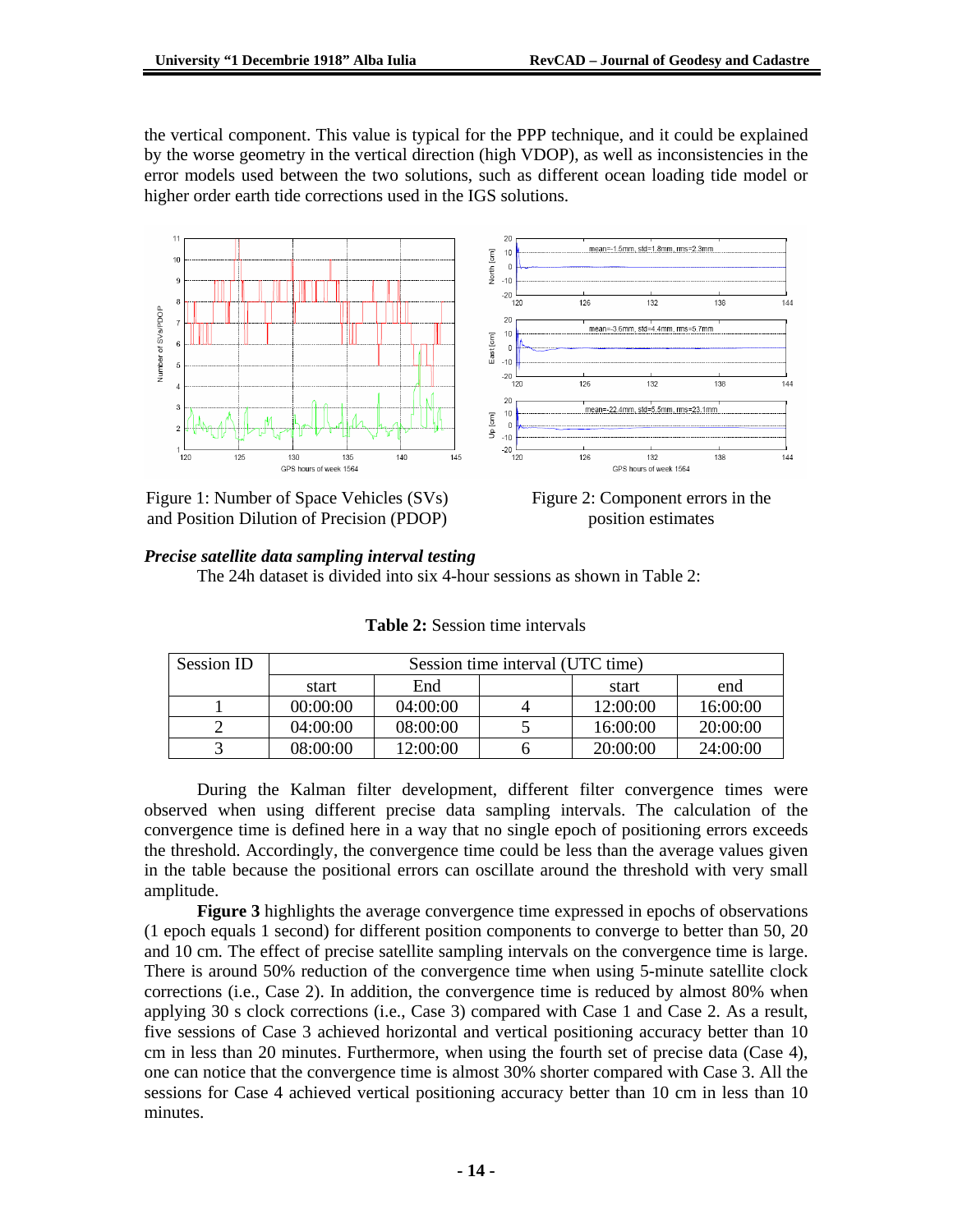the vertical component. This value is typical for the PPP technique, and it could be explained by the worse geometry in the vertical direction (high VDOP), as well as inconsistencies in the error models used between the two solutions, such as different ocean loading tide model or higher order earth tide corrections used in the IGS solutions.

Figure 1: Number of Space Vehicles (SVs) and Position Dilution of Precision (PDOP)

Figure 2: Component errors in the position estimates

***Precise satellite data sampling interval testing***

The 24h dataset is divided into six 4-hour sessions as shown in Table 2:

**Table 2:** Session time intervals

| Session ID | Session time interval (UTC time) | | | | |
|---|---|---|---|---|---|
| | start | End | | start | end |
| 1 | 00:00:00 | 04:00:00 | 4 | 12:00:00 | 16:00:00 |
| 2 | 04:00:00 | 08:00:00 | 5 | 16:00:00 | 20:00:00 |
| 3 | 08:00:00 | 12:00:00 | 6 | 20:00:00 | 24:00:00 |

During the Kalman filter development, different filter convergence times were observed when using different precise data sampling intervals. The calculation of the convergence time is defined here in a way that no single epoch of positioning errors exceeds the threshold. Accordingly, the convergence time could be less than the average values given in the table because the positional errors can oscillate around the threshold with very small amplitude.

**Figure 3** highlights the average convergence time expressed in epochs of observations (1 epoch equals 1 second) for different position components to converge to better than 50, 20 and 10 cm. The effect of precise satellite sampling intervals on the convergence time is large. There is around 50% reduction of the convergence time when using 5-minute satellite clock corrections (i.e., Case 2). In addition, the convergence time is reduced by almost 80% when applying 30 s clock corrections (i.e., Case 3) compared with Case 1 and Case 2. As a result, five sessions of Case 3 achieved horizontal and vertical positioning accuracy better than 10 cm in less than 20 minutes. Furthermore, when using the fourth set of precise data (Case 4), one can notice that the convergence time is almost 30% shorter compared with Case 3. All the sessions for Case 4 achieved vertical positioning accuracy better than 10 cm in less than 10 minutes.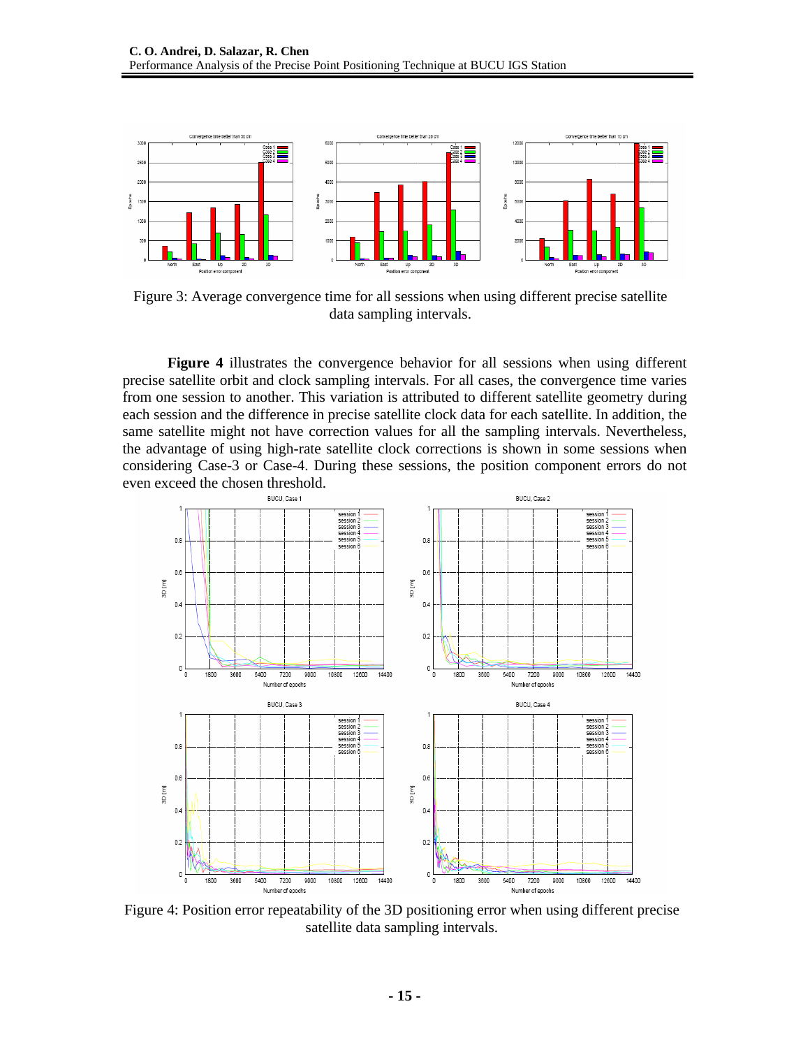Figure 3: Average convergence time for all sessions when using different precise satellite data sampling intervals.

**Figure 4** illustrates the convergence behavior for all sessions when using different precise satellite orbit and clock sampling intervals. For all cases, the convergence time varies from one session to another. This variation is attributed to different satellite geometry during each session and the difference in precise satellite clock data for each satellite. In addition, the same satellite might not have correction values for all the sampling intervals. Nevertheless, the advantage of using high-rate satellite clock corrections is shown in some sessions when considering Case-3 or Case-4. During these sessions, the position component errors do not even exceed the chosen threshold.

Figure 4: Position error repeatability of the 3D positioning error when using different precise satellite data sampling intervals.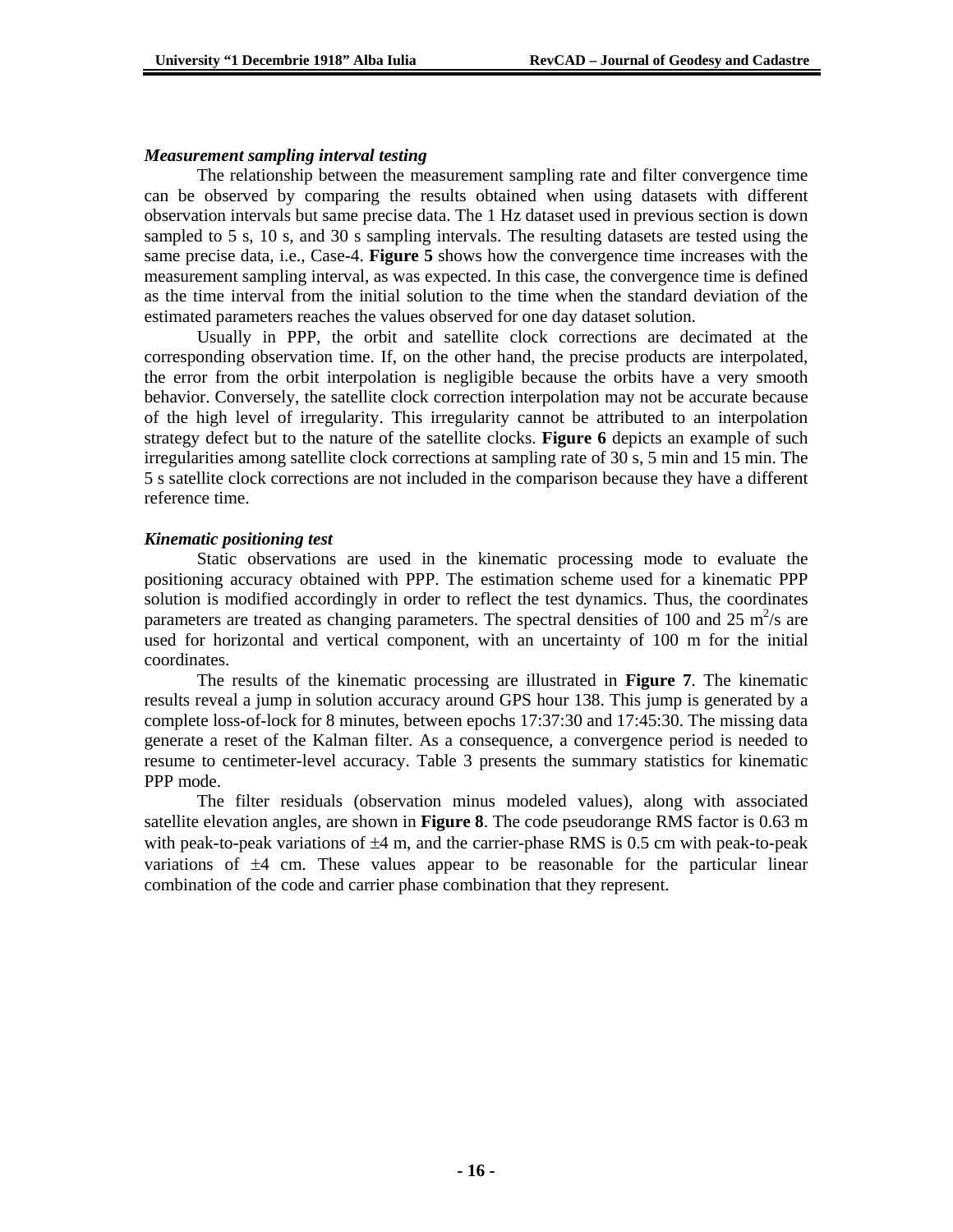### *Measurement sampling interval testing*

The relationship between the measurement sampling rate and filter convergence time can be observed by comparing the results obtained when using datasets with different observation intervals but same precise data. The 1 Hz dataset used in previous section is down sampled to 5 s, 10 s, and 30 s sampling intervals. The resulting datasets are tested using the same precise data, i.e., Case-4. **Figure 5** shows how the convergence time increases with the measurement sampling interval, as was expected. In this case, the convergence time is defined as the time interval from the initial solution to the time when the standard deviation of the estimated parameters reaches the values observed for one day dataset solution.

Usually in PPP, the orbit and satellite clock corrections are decimated at the corresponding observation time. If, on the other hand, the precise products are interpolated, the error from the orbit interpolation is negligible because the orbits have a very smooth behavior. Conversely, the satellite clock correction interpolation may not be accurate because of the high level of irregularity. This irregularity cannot be attributed to an interpolation strategy defect but to the nature of the satellite clocks. **Figure 6** depicts an example of such irregularities among satellite clock corrections at sampling rate of 30 s, 5 min and 15 min. The 5 s satellite clock corrections are not included in the comparison because they have a different reference time.

### *Kinematic positioning test*

Static observations are used in the kinematic processing mode to evaluate the positioning accuracy obtained with PPP. The estimation scheme used for a kinematic PPP solution is modified accordingly in order to reflect the test dynamics. Thus, the coordinates parameters are treated as changing parameters. The spectral densities of 100 and 25 $m^2/s$ are used for horizontal and vertical component, with an uncertainty of 100 m for the initial coordinates.

The results of the kinematic processing are illustrated in **Figure 7**. The kinematic results reveal a jump in solution accuracy around GPS hour 138. This jump is generated by a complete loss-of-lock for 8 minutes, between epochs 17:37:30 and 17:45:30. The missing data generate a reset of the Kalman filter. As a consequence, a convergence period is needed to resume to centimeter-level accuracy. Table 3 presents the summary statistics for kinematic PPP mode.

The filter residuals (observation minus modeled values), along with associated satellite elevation angles, are shown in **Figure 8**. The code pseudorange RMS factor is 0.63 m with peak-to-peak variations of ±4 m, and the carrier-phase RMS is 0.5 cm with peak-to-peak variations of ±4 cm. These values appear to be reasonable for the particular linear combination of the code and carrier phase combination that they represent.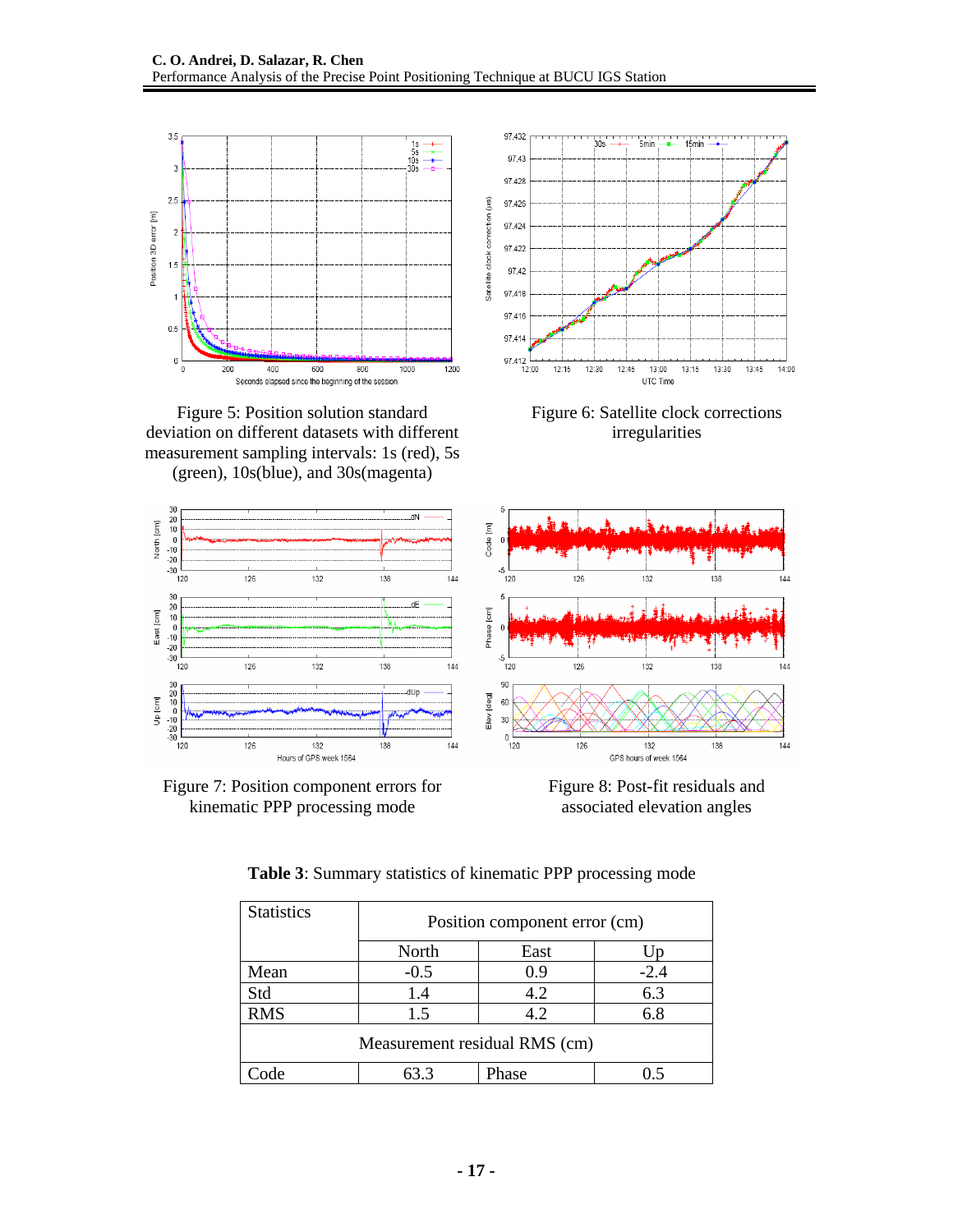Figure 5: Position solution standard deviation on different datasets with different measurement sampling intervals: 1s (red), 5s (green), 10s(blue), and 30s(magenta)

Figure 6: Satellite clock corrections irregularities

Figure 7: Position component errors for kinematic PPP processing mode

Figure 8: Post-fit residuals and associated elevation angles

**Table 3**: Summary statistics of kinematic PPP processing mode

| Statistics | Position component error (cm) | | |
|---|---|---|---|
| | North | East | Up |
| Mean | -0.5 | 0.9 | -2.4 |
| Std | 1.4 | 4.2 | 6.3 |
| RMS | 1.5 | 4.2 | 6.8 |
| Measurement residual RMS (cm) | | | |
| Code | 63.3 | Phase | 0.5 |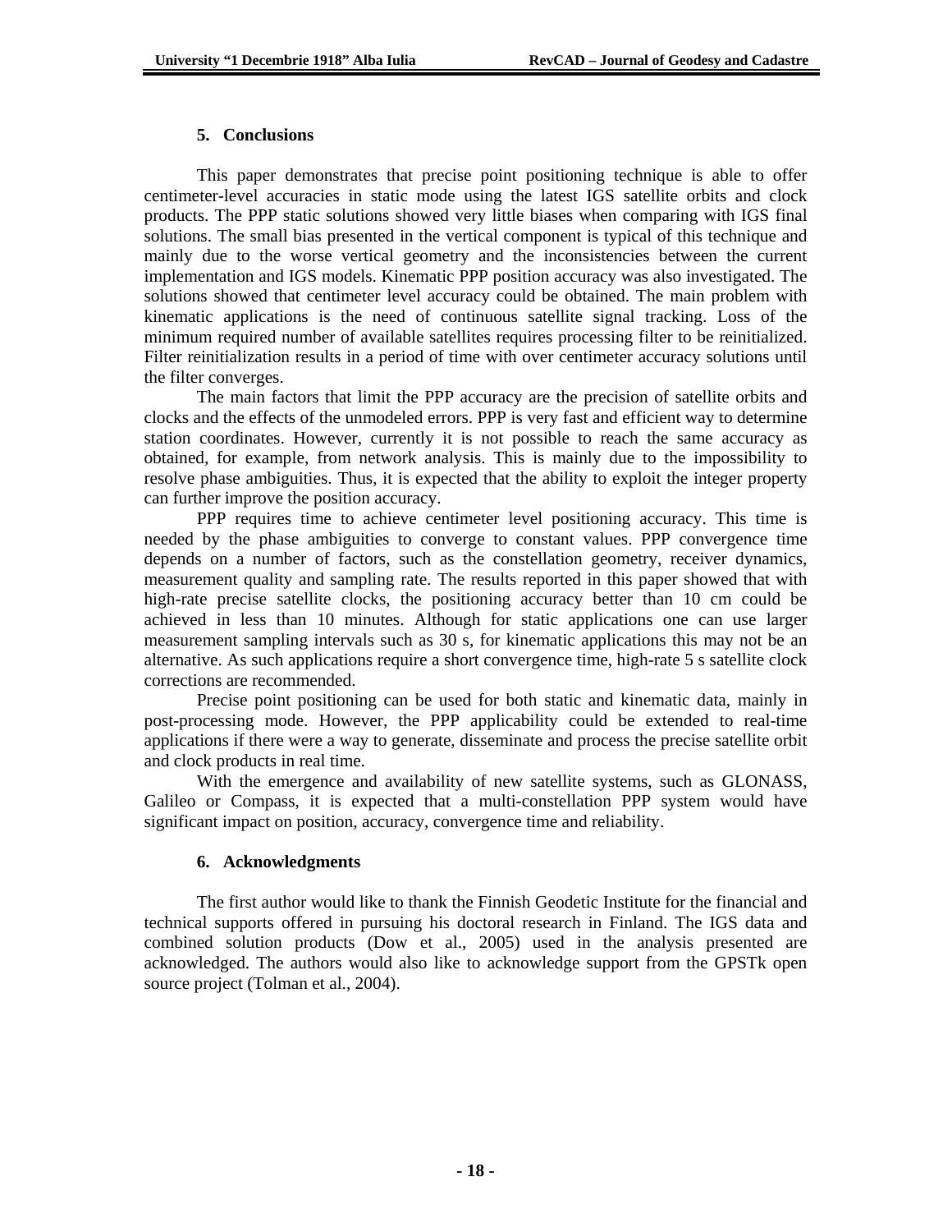## 5. Conclusions

This paper demonstrates that precise point positioning technique is able to offer centimeter-level accuracies in static mode using the latest IGS satellite orbits and clock products. The PPP static solutions showed very little biases when comparing with IGS final solutions. The small bias presented in the vertical component is typical of this technique and mainly due to the worse vertical geometry and the inconsistencies between the current implementation and IGS models. Kinematic PPP position accuracy was also investigated. The solutions showed that centimeter level accuracy could be obtained. The main problem with kinematic applications is the need of continuous satellite signal tracking. Loss of the minimum required number of available satellites requires processing filter to be reinitialized. Filter reinitialization results in a period of time with over centimeter accuracy solutions until the filter converges.

The main factors that limit the PPP accuracy are the precision of satellite orbits and clocks and the effects of the unmodeled errors. PPP is very fast and efficient way to determine station coordinates. However, currently it is not possible to reach the same accuracy as obtained, for example, from network analysis. This is mainly due to the impossibility to resolve phase ambiguities. Thus, it is expected that the ability to exploit the integer property can further improve the position accuracy.

PPP requires time to achieve centimeter level positioning accuracy. This time is needed by the phase ambiguities to converge to constant values. PPP convergence time depends on a number of factors, such as the constellation geometry, receiver dynamics, measurement quality and sampling rate. The results reported in this paper showed that with high-rate precise satellite clocks, the positioning accuracy better than 10 cm could be achieved in less than 10 minutes. Although for static applications one can use larger measurement sampling intervals such as 30 s, for kinematic applications this may not be an alternative. As such applications require a short convergence time, high-rate 5 s satellite clock corrections are recommended.

Precise point positioning can be used for both static and kinematic data, mainly in post-processing mode. However, the PPP applicability could be extended to real-time applications if there were a way to generate, disseminate and process the precise satellite orbit and clock products in real time.

With the emergence and availability of new satellite systems, such as GLONASS, Galileo or Compass, it is expected that a multi-constellation PPP system would have significant impact on position, accuracy, convergence time and reliability.

## 6. Acknowledgments

The first author would like to thank the Finnish Geodetic Institute for the financial and technical supports offered in pursuing his doctoral research in Finland. The IGS data and combined solution products (Dow et al., 2005) used in the analysis presented are acknowledged. The authors would also like to acknowledge support from the GPSTk open source project (Tolman et al., 2004).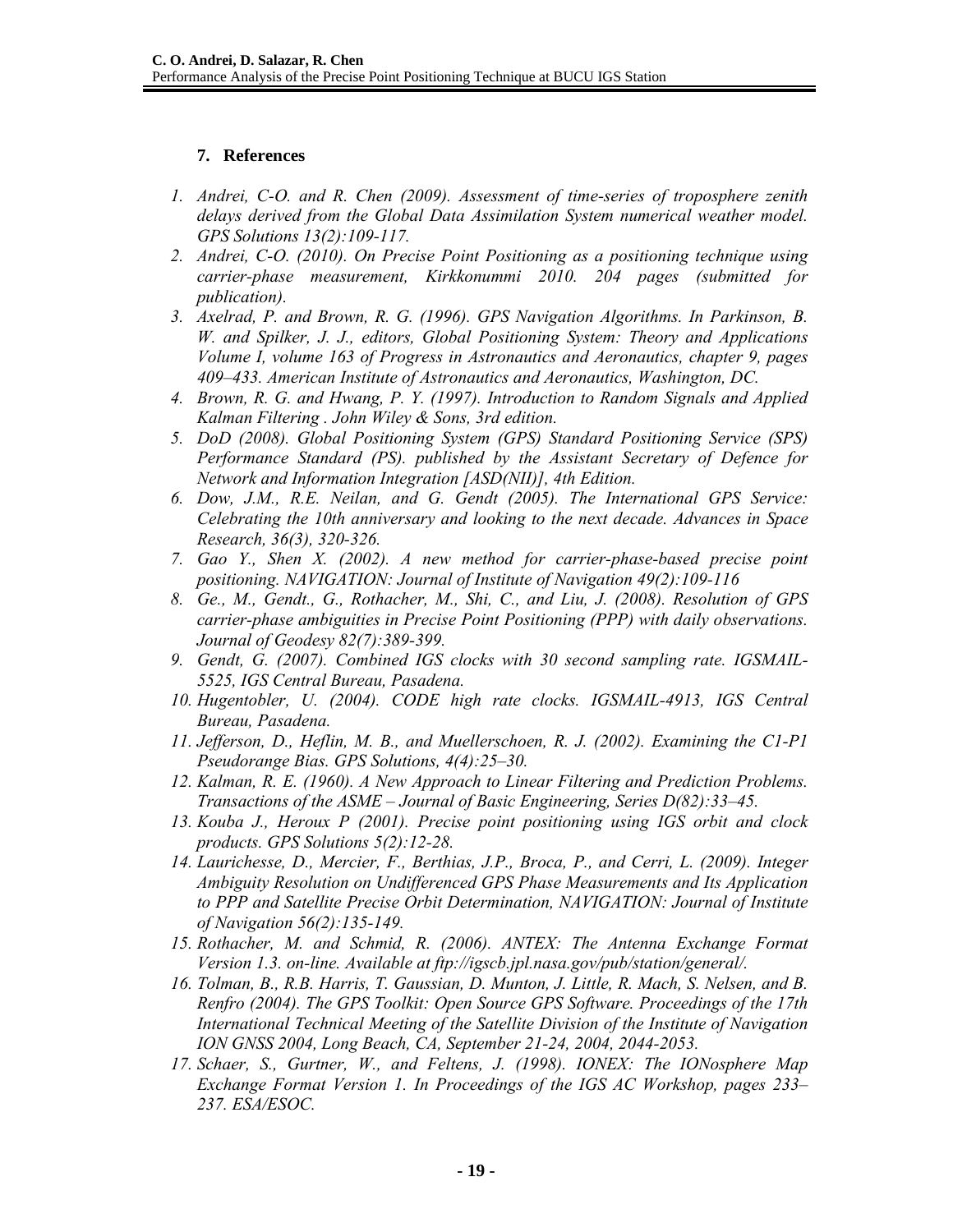## 7. References

1. *Andrei, C-O. and R. Chen (2009). Assessment of time-series of troposphere zenith delays derived from the Global Data Assimilation System numerical weather model. GPS Solutions 13(2):109-117.*
2. *Andrei, C-O. (2010). On Precise Point Positioning as a positioning technique using carrier-phase measurement, Kirkkonummi 2010. 204 pages (submitted for publication).*
3. *Axelrad, P. and Brown, R. G. (1996). GPS Navigation Algorithms. In Parkinson, B. W. and Spilker, J. J., editors, Global Positioning System: Theory and Applications Volume I, volume 163 of Progress in Astronautics and Aeronautics, chapter 9, pages 409–433. American Institute of Astronautics and Aeronautics, Washington, DC.*
4. *Brown, R. G. and Hwang, P. Y. (1997). Introduction to Random Signals and Applied Kalman Filtering . John Wiley & Sons, 3rd edition.*
5. *DoD (2008). Global Positioning System (GPS) Standard Positioning Service (SPS) Performance Standard (PS). published by the Assistant Secretary of Defence for Network and Information Integration [ASD(NII)], 4th Edition.*
6. *Dow, J.M., R.E. Neilan, and G. Gendt (2005). The International GPS Service: Celebrating the 10th anniversary and looking to the next decade. Advances in Space Research, 36(3), 320-326.*
7. *Gao Y., Shen X. (2002). A new method for carrier-phase-based precise point positioning. NAVIGATION: Journal of Institute of Navigation 49(2):109-116*
8. *Ge., M., Gendt., G., Rothacher, M., Shi, C., and Liu, J. (2008). Resolution of GPS carrier-phase ambiguities in Precise Point Positioning (PPP) with daily observations. Journal of Geodesy 82(7):389-399.*
9. *Gendt, G. (2007). Combined IGS clocks with 30 second sampling rate. IGSMAIL-5525, IGS Central Bureau, Pasadena.*
10. *Hugentobler, U. (2004). CODE high rate clocks. IGSMAIL-4913, IGS Central Bureau, Pasadena.*
11. *Jefferson, D., Heflin, M. B., and Muellerschoen, R. J. (2002). Examining the C1-P1 Pseudorange Bias. GPS Solutions, 4(4):25–30.*
12. *Kalman, R. E. (1960). A New Approach to Linear Filtering and Prediction Problems. Transactions of the ASME – Journal of Basic Engineering, Series D(82):33–45.*
13. *Kouba J., Heroux P (2001). Precise point positioning using IGS orbit and clock products. GPS Solutions 5(2):12-28.*
14. *Laurichesse, D., Mercier, F., Berthias, J.P., Broca, P., and Cerri, L. (2009). Integer Ambiguity Resolution on Undifferenced GPS Phase Measurements and Its Application to PPP and Satellite Precise Orbit Determination, NAVIGATION: Journal of Institute of Navigation 56(2):135-149.*
15. *Rothacher, M. and Schmid, R. (2006). ANTEX: The Antenna Exchange Format Version 1.3. on-line. Available at ftp://igscb.jpl.nasa.gov/pub/station/general/.*
16. *Tolman, B., R.B. Harris, T. Gaussian, D. Munton, J. Little, R. Mach, S. Nelsen, and B. Renfro (2004). The GPS Toolkit: Open Source GPS Software. Proceedings of the 17th International Technical Meeting of the Satellite Division of the Institute of Navigation ION GNSS 2004, Long Beach, CA, September 21-24, 2004, 2044-2053.*
17. *Schaer, S., Gurtner, W., and Feltens, J. (1998). IONEX: The IONosphere Map Exchange Format Version 1. In Proceedings of the IGS AC Workshop, pages 233–237. ESA/ESOC.*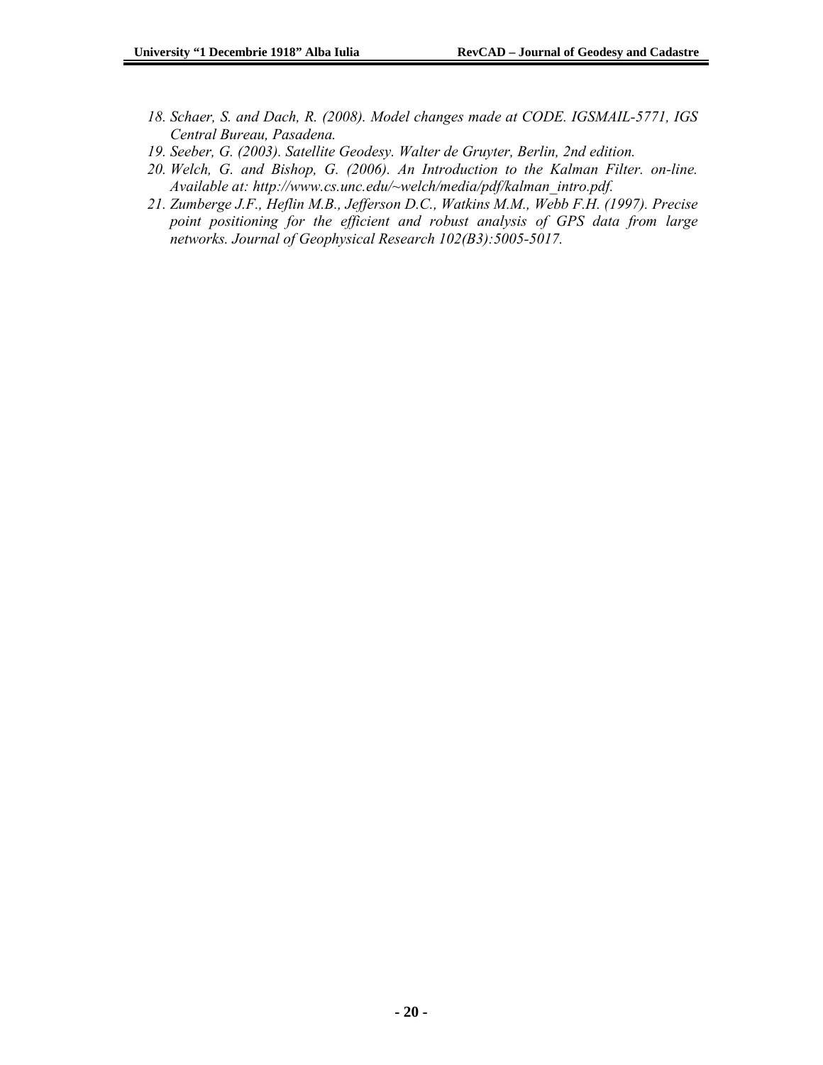18. *Schaer, S. and Dach, R. (2008). Model changes made at CODE. IGSMAIL-5771, IGS Central Bureau, Pasadena.*
19. *Seeber, G. (2003). Satellite Geodesy. Walter de Gruyter, Berlin, 2nd edition.*
20. *Welch, G. and Bishop, G. (2006). An Introduction to the Kalman Filter. on-line. Available at: http://www.cs.unc.edu/~welch/media/pdf/kalman_intro.pdf.*
21. *Zumberge J.F., Heflin M.B., Jefferson D.C., Watkins M.M., Webb F.H. (1997). Precise point positioning for the efficient and robust analysis of GPS data from large networks. Journal of Geophysical Research 102(B3):5005-5017.*